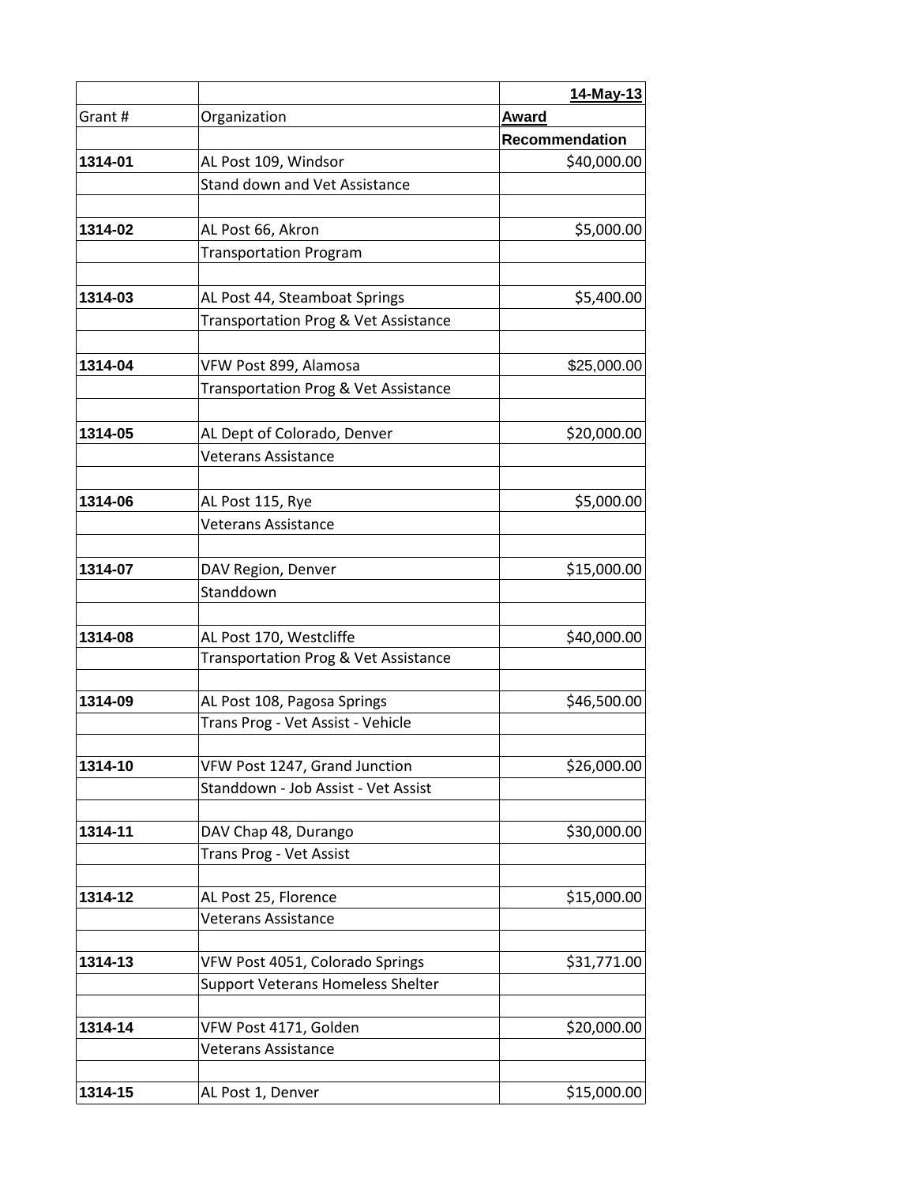| | | **14-May-13** |
|---|---|---|
| Grant # | Organization | **Award** |
| | | **Recommendation** |
| **1314-01** | AL Post 109, Windsor | $40,000.00 |
| | Stand down and Vet Assistance | |
| | | |
| **1314-02** | AL Post 66, Akron | $5,000.00 |
| | Transportation Program | |
| | | |
| **1314-03** | AL Post 44, Steamboat Springs | $5,400.00 |
| | Transportation Prog & Vet Assistance | |
| | | |
| **1314-04** | VFW Post 899, Alamosa | $25,000.00 |
| | Transportation Prog & Vet Assistance | |
| | | |
| **1314-05** | AL Dept of Colorado, Denver | $20,000.00 |
| | Veterans Assistance | |
| | | |
| **1314-06** | AL Post 115, Rye | $5,000.00 |
| | Veterans Assistance | |
| | | |
| **1314-07** | DAV Region, Denver | $15,000.00 |
| | Standdown | |
| | | |
| **1314-08** | AL Post 170, Westcliffe | $40,000.00 |
| | Transportation Prog & Vet Assistance | |
| | | |
| **1314-09** | AL Post 108, Pagosa Springs | $46,500.00 |
| | Trans Prog - Vet Assist - Vehicle | |
| | | |
| **1314-10** | VFW Post 1247, Grand Junction | $26,000.00 |
| | Standdown - Job Assist - Vet Assist | |
| | | |
| **1314-11** | DAV Chap 48, Durango | $30,000.00 |
| | Trans Prog - Vet Assist | |
| | | |
| **1314-12** | AL Post 25, Florence | $15,000.00 |
| | Veterans Assistance | |
| | | |
| **1314-13** | VFW Post 4051, Colorado Springs | $31,771.00 |
| | Support Veterans Homeless Shelter | |
| | | |
| **1314-14** | VFW Post 4171, Golden | $20,000.00 |
| | Veterans Assistance | |
| | | |
| **1314-15** | AL Post 1, Denver | $15,000.00 |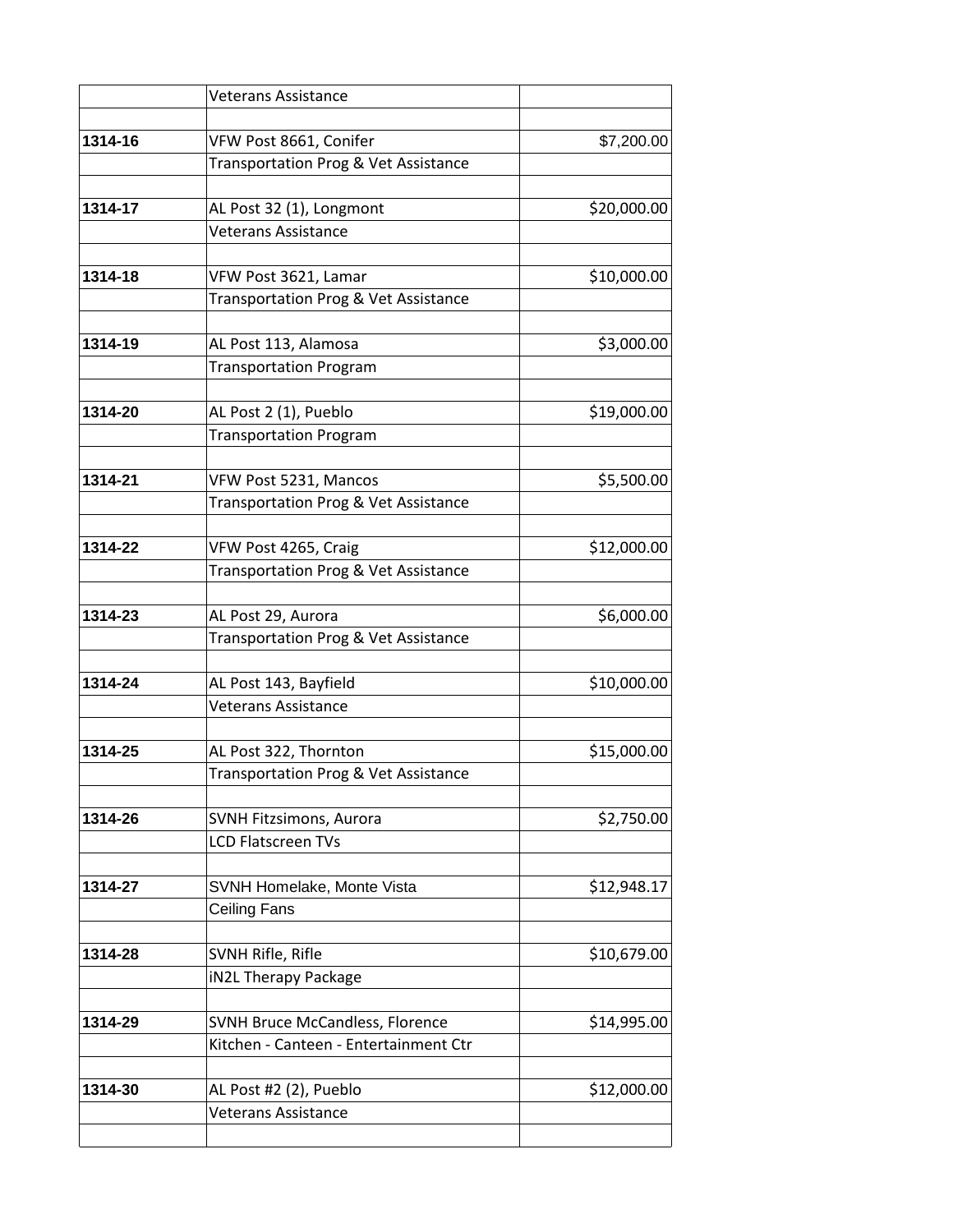| | | |
|---|---|---|
| | Veterans Assistance | |
| | | |
| **1314-16** | VFW Post 8661, Conifer | $7,200.00 |
| | Transportation Prog & Vet Assistance | |
| | | |
| **1314-17** | AL Post 32 (1), Longmont | $20,000.00 |
| | Veterans Assistance | |
| | | |
| **1314-18** | VFW Post 3621, Lamar | $10,000.00 |
| | Transportation Prog & Vet Assistance | |
| | | |
| **1314-19** | AL Post 113, Alamosa | $3,000.00 |
| | Transportation Program | |
| | | |
| **1314-20** | AL Post 2 (1), Pueblo | $19,000.00 |
| | Transportation Program | |
| | | |
| **1314-21** | VFW Post 5231, Mancos | $5,500.00 |
| | Transportation Prog & Vet Assistance | |
| | | |
| **1314-22** | VFW Post 4265, Craig | $12,000.00 |
| | Transportation Prog & Vet Assistance | |
| | | |
| **1314-23** | AL Post 29, Aurora | $6,000.00 |
| | Transportation Prog & Vet Assistance | |
| | | |
| **1314-24** | AL Post 143, Bayfield | $10,000.00 |
| | Veterans Assistance | |
| | | |
| **1314-25** | AL Post 322, Thornton | $15,000.00 |
| | Transportation Prog & Vet Assistance | |
| | | |
| **1314-26** | SVNH Fitzsimons, Aurora | $2,750.00 |
| | LCD Flatscreen TVs | |
| | | |
| **1314-27** | SVNH Homelake, Monte Vista | $12,948.17 |
| | Ceiling Fans | |
| | | |
| **1314-28** | SVNH Rifle, Rifle | $10,679.00 |
| | iN2L Therapy Package | |
| | | |
| **1314-29** | SVNH Bruce McCandless, Florence | $14,995.00 |
| | Kitchen - Canteen - Entertainment Ctr | |
| | | |
| **1314-30** | AL Post #2 (2), Pueblo | $12,000.00 |
| | Veterans Assistance | |
| | | |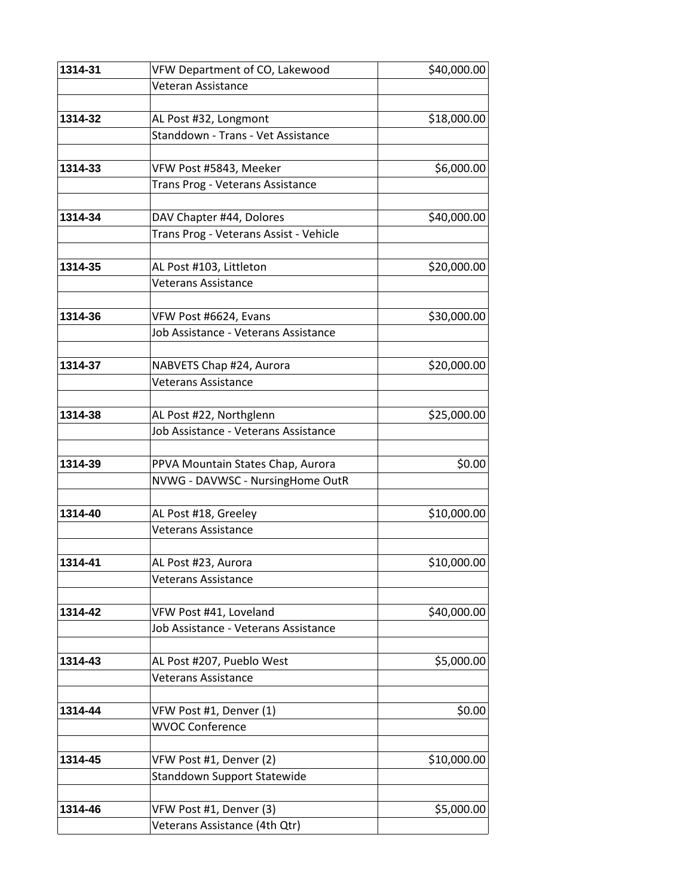| | | |
|---|---|---|
| **1314-31** | VFW Department of CO, Lakewood | $40,000.00 |
| | Veteran Assistance | |
| | | |
| **1314-32** | AL Post #32, Longmont | $18,000.00 |
| | Standdown - Trans - Vet Assistance | |
| | | |
| **1314-33** | VFW Post #5843, Meeker | $6,000.00 |
| | Trans Prog - Veterans Assistance | |
| | | |
| **1314-34** | DAV Chapter #44, Dolores | $40,000.00 |
| | Trans Prog - Veterans Assist - Vehicle | |
| | | |
| **1314-35** | AL Post #103, Littleton | $20,000.00 |
| | Veterans Assistance | |
| | | |
| **1314-36** | VFW Post #6624, Evans | $30,000.00 |
| | Job Assistance - Veterans Assistance | |
| | | |
| **1314-37** | NABVETS Chap #24, Aurora | $20,000.00 |
| | Veterans Assistance | |
| | | |
| **1314-38** | AL Post #22, Northglenn | $25,000.00 |
| | Job Assistance - Veterans Assistance | |
| | | |
| **1314-39** | PPVA Mountain States Chap, Aurora | $0.00 |
| | NVWG - DAVWSC - NursingHome OutR | |
| | | |
| **1314-40** | AL Post #18, Greeley | $10,000.00 |
| | Veterans Assistance | |
| | | |
| **1314-41** | AL Post #23, Aurora | $10,000.00 |
| | Veterans Assistance | |
| | | |
| **1314-42** | VFW Post #41, Loveland | $40,000.00 |
| | Job Assistance - Veterans Assistance | |
| | | |
| **1314-43** | AL Post #207, Pueblo West | $5,000.00 |
| | Veterans Assistance | |
| | | |
| **1314-44** | VFW Post #1, Denver (1) | $0.00 |
| | WVOC Conference | |
| | | |
| **1314-45** | VFW Post #1, Denver (2) | $10,000.00 |
| | Standdown Support Statewide | |
| | | |
| **1314-46** | VFW Post #1, Denver (3) | $5,000.00 |
| | Veterans Assistance (4th Qtr) | |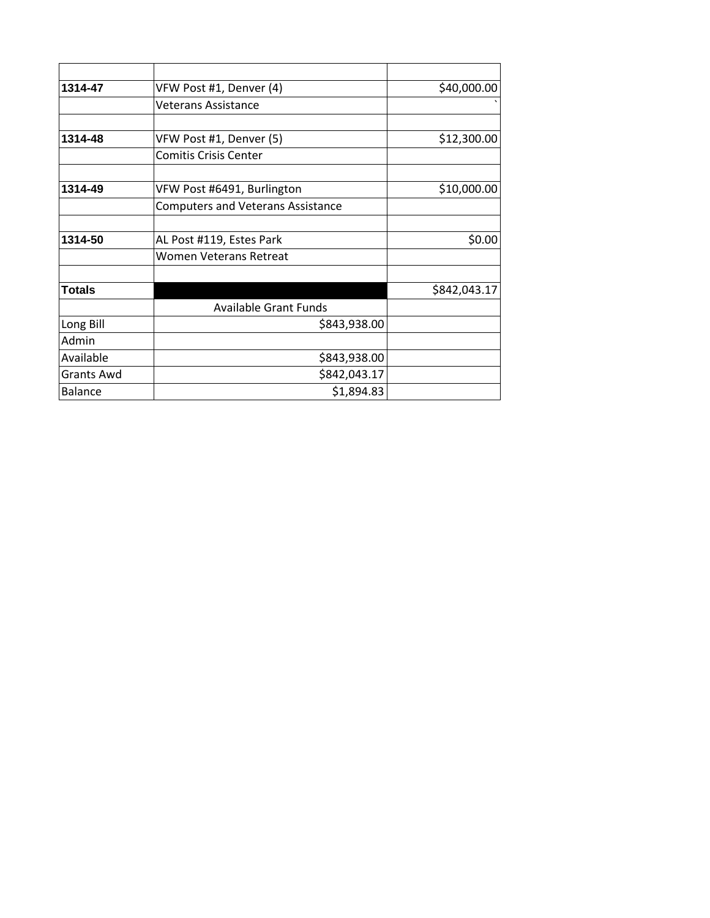| | | |
|---|---|---|
| | | |
| **1314-47** | VFW Post #1, Denver (4) | $40,000.00 |
| | Veterans Assistance | ` |
| | | |
| **1314-48** | VFW Post #1, Denver (5) | $12,300.00 |
| | Comitis Crisis Center | |
| | | |
| **1314-49** | VFW Post #6491, Burlington | $10,000.00 |
| | Computers and Veterans Assistance | |
| | | |
| **1314-50** | AL Post #119, Estes Park | $0.00 |
| | Women Veterans Retreat | |
| | | |
| **Totals** | | $842,043.17 |
| | Available Grant Funds | |
| Long Bill | $843,938.00 | |
| Admin | | |
| Available | $843,938.00 | |
| Grants Awd | $842,043.17 | |
| Balance | $1,894.83 | |